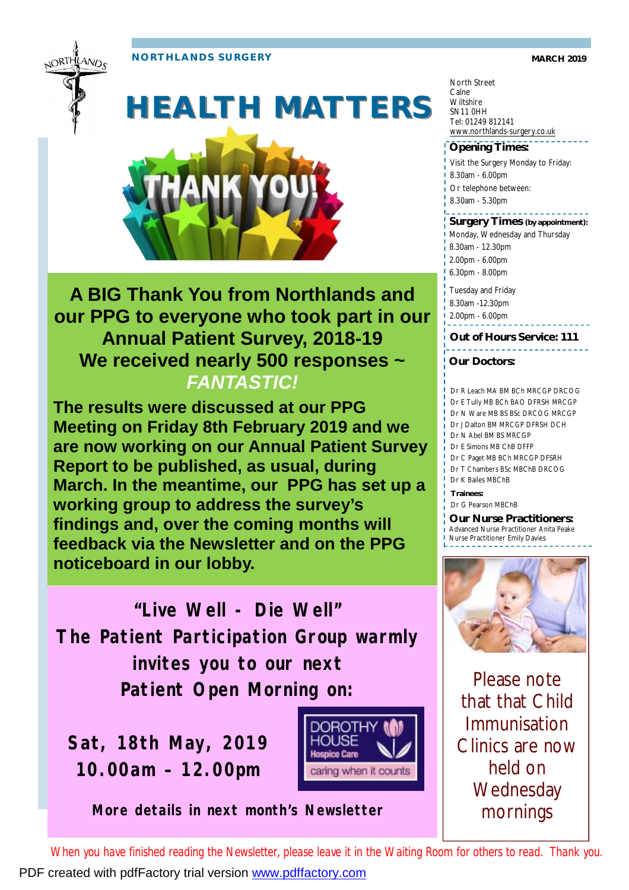**NORTHLANDS SURGERY** **MARCH 2019**

# HEALTH MATTERS

THANK YOU!

## A BIG Thank You from Northlands and our PPG to everyone who took part in our Annual Patient Survey, 2018-19

## We received nearly 500 responses ~ *FANTASTIC!*

**The results were discussed at our PPG Meeting on Friday 8th February 2019 and we are now working on our Annual Patient Survey Report to be published, as usual, during March. In the meantime, our PPG has set up a working group to address the survey's findings and, over the coming months will feedback via the Newsletter and on the PPG noticeboard in our lobby.**

**"Live Well - Die Well"**
**The Patient Participation Group warmly invites you to our next Patient Open Morning on:**

**Sat, 18th May, 2019**
**10.00am – 12.00pm**

DOROTHY HOUSE Hospice Care — caring when it counts

**More details in next month's Newsletter**

---

North Street
Calne
Wiltshire
SN11 0HH
Tel: 01249 812141
www.northlands-surgery.co.uk

**Opening Times:**

Visit the Surgery Monday to Friday:
8.30am - 6.00pm
Or telephone between:
8.30am - 5.30pm

**Surgery Times (by appointment):**

Monday, Wednesday and Thursday
8.30am - 12.30pm
2.00pm - 6.00pm
6.30pm - 8.00pm

Tuesday and Friday
8.30am -12.30pm
2.00pm - 6.00pm

**Out of Hours Service: 111**

**Our Doctors:**

Dr R Leach MA BM BCh MRCGP DRCOG
Dr E Tully MB BCh BAO DFRSH MRCGP
Dr N Ware MB BS BSc DRCOG MRCGP
Dr J Dalton BM MRCGP DFRSH DCH
Dr N Abel BM BS MRCGP
Dr E Simons MB ChB DFFP
Dr C Paget MB BCh MRCGP DFSRH
Dr T Chambers BSc MBChB DRCOG
Dr K Bailes MBChB

**Trainees:**

Dr G Pearson MBChB

**Our Nurse Practitioners:**

Advanced Nurse Practitioner Anita Peake
Nurse Practitioner Emily Davies

Please note that that Child Immunisation Clinics are now held on Wednesday mornings

*When you have finished reading the Newsletter, please leave it in the Waiting Room for others to read. Thank you.*

PDF created with pdfFactory trial version www.pdffactory.com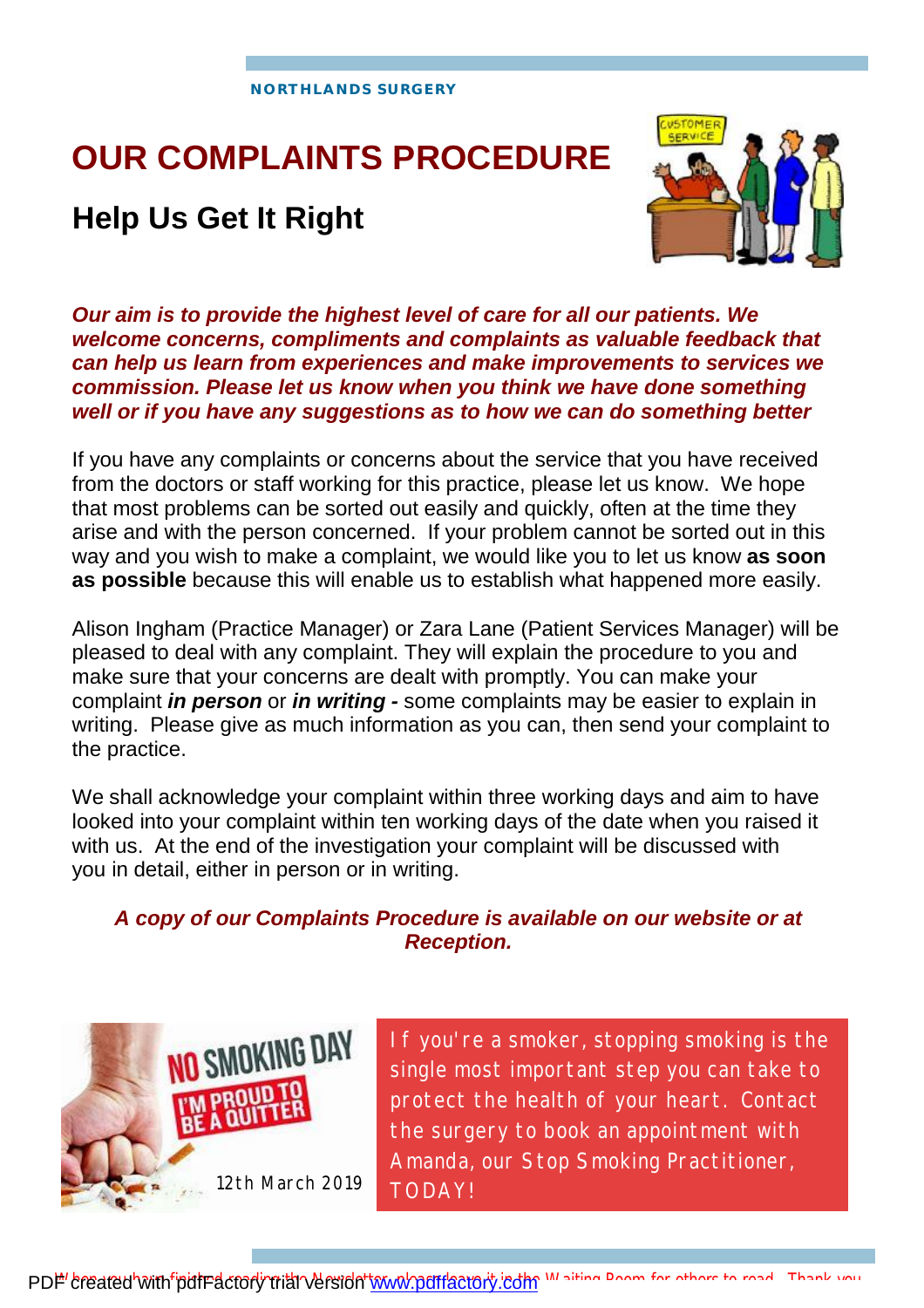NORTHLANDS SURGERY

# OUR COMPLAINTS PROCEDURE

## Help Us Get It Right

***Our aim is to provide the highest level of care for all our patients. We welcome concerns, compliments and complaints as valuable feedback that can help us learn from experiences and make improvements to services we commission. Please let us know when you think we have done something well or if you have any suggestions as to how we can do something better***

If you have any complaints or concerns about the service that you have received from the doctors or staff working for this practice, please let us know. We hope that most problems can be sorted out easily and quickly, often at the time they arise and with the person concerned. If your problem cannot be sorted out in this way and you wish to make a complaint, we would like you to let us know **as soon as possible** because this will enable us to establish what happened more easily.

Alison Ingham (Practice Manager) or Zara Lane (Patient Services Manager) will be pleased to deal with any complaint. They will explain the procedure to you and make sure that your concerns are dealt with promptly. You can make your complaint ***in person*** or ***in writing -*** some complaints may be easier to explain in writing. Please give as much information as you can, then send your complaint to the practice.

We shall acknowledge your complaint within three working days and aim to have looked into your complaint within ten working days of the date when you raised it with us. At the end of the investigation your complaint will be discussed with you in detail, either in person or in writing.

***A copy of our Complaints Procedure is available on our website or at Reception.***

NO SMOKING DAY

I'M PROUD TO BE A QUITTER

12th March 2019

If you're a smoker, stopping smoking is the single most important step you can take to protect the health of your heart. Contact the surgery to book an appointment with Amanda, our Stop Smoking Practitioner, TODAY!

When you have finished reading the Newsletter, please leave it in the Waiting Room for others to read. Thank you